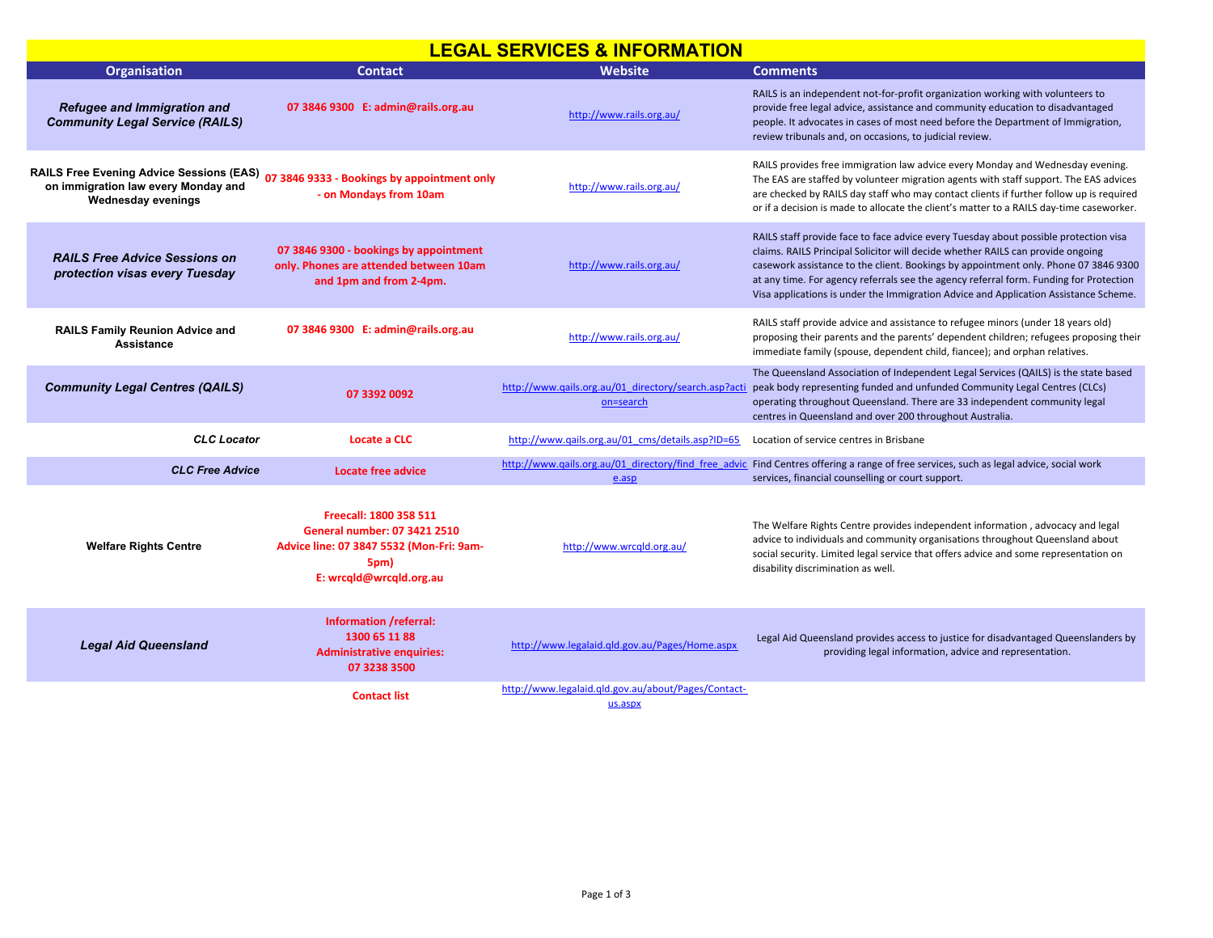# LEGAL SERVICES & INFORMATION

| Organisation | Contact | Website | Comments |
|---|---|---|---|
| *Refugee and Immigration and Community Legal Service (RAILS)* | 07 3846 9300 E: admin@rails.org.au | http://www.rails.org.au/ | RAILS is an independent not-for-profit organization working with volunteers to provide free legal advice, assistance and community education to disadvantaged people. It advocates in cases of most need before the Department of Immigration, review tribunals and, on occasions, to judicial review. |
| RAILS Free Evening Advice Sessions (EAS) on immigration law every Monday and Wednesday evenings | 07 3846 9333 - Bookings by appointment only - on Mondays from 10am | http://www.rails.org.au/ | RAILS provides free immigration law advice every Monday and Wednesday evening. The EAS are staffed by volunteer migration agents with staff support. The EAS advices are checked by RAILS day staff who may contact clients if further follow up is required or if a decision is made to allocate the client's matter to a RAILS day-time caseworker. |
| *RAILS Free Advice Sessions on protection visas every Tuesday* | 07 3846 9300 - bookings by appointment only. Phones are attended between 10am and 1pm and from 2-4pm. | http://www.rails.org.au/ | RAILS staff provide face to face advice every Tuesday about possible protection visa claims. RAILS Principal Solicitor will decide whether RAILS can provide ongoing casework assistance to the client. Bookings by appointment only. Phone 07 3846 9300 at any time. For agency referrals see the agency referral form. Funding for Protection Visa applications is under the Immigration Advice and Application Assistance Scheme. |
| RAILS Family Reunion Advice and Assistance | 07 3846 9300 E: admin@rails.org.au | http://www.rails.org.au/ | RAILS staff provide advice and assistance to refugee minors (under 18 years old) proposing their parents and the parents' dependent children; refugees proposing their immediate family (spouse, dependent child, fiancee); and orphan relatives. |
| *Community Legal Centres (QAILS)* | 07 3392 0092 | http://www.qails.org.au/01_directory/search.asp?action=search | The Queensland Association of Independent Legal Services (QAILS) is the state based peak body representing funded and unfunded Community Legal Centres (CLCs) operating throughout Queensland. There are 33 independent community legal centres in Queensland and over 200 throughout Australia. |
| *CLC Locator* | Locate a CLC | http://www.qails.org.au/01_cms/details.asp?ID=65 | Location of service centres in Brisbane |
| *CLC Free Advice* | Locate free advice | http://www.qails.org.au/01_directory/find_free_advice.asp | Find Centres offering a range of free services, such as legal advice, social work services, financial counselling or court support. |
| Welfare Rights Centre | Freecall: 1800 358 511<br>General number: 07 3421 2510<br>Advice line: 07 3847 5532 (Mon-Fri: 9am-5pm)<br>E: wrcqld@wrcqld.org.au | http://www.wrcqld.org.au/ | The Welfare Rights Centre provides independent information , advocacy and legal advice to individuals and community organisations throughout Queensland about social security. Limited legal service that offers advice and some representation on disability discrimination as well. |
| *Legal Aid Queensland* | Information /referral: 1300 65 11 88<br>Administrative enquiries: 07 3238 3500 | http://www.legalaid.qld.gov.au/Pages/Home.aspx | Legal Aid Queensland provides access to justice for disadvantaged Queenslanders by providing legal information, advice and representation. |
| | Contact list | http://www.legalaid.qld.gov.au/about/Pages/Contact-us.aspx | |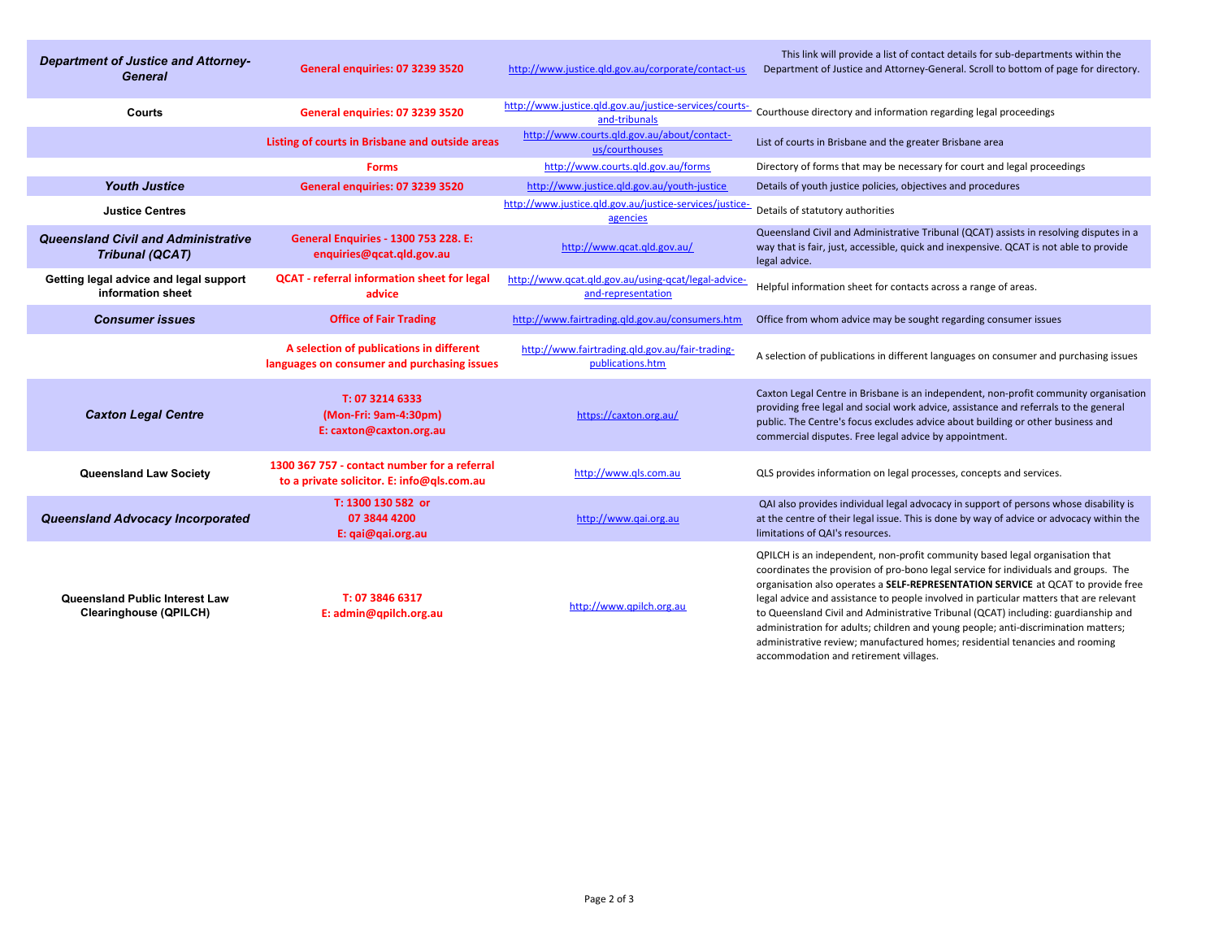| | | | |
|---|---|---|---|
| ***Department of Justice and Attorney-General*** | **General enquiries: 07 3239 3520** | http://www.justice.qld.gov.au/corporate/contact-us | This link will provide a list of contact details for sub-departments within the Department of Justice and Attorney-General. Scroll to bottom of page for directory. |
| **Courts** | **General enquiries: 07 3239 3520** | http://www.justice.qld.gov.au/justice-services/courts-and-tribunals | Courthouse directory and information regarding legal proceedings |
| | **Listing of courts in Brisbane and outside areas** | http://www.courts.qld.gov.au/about/contact-us/courthouses | List of courts in Brisbane and the greater Brisbane area |
| | **Forms** | http://www.courts.qld.gov.au/forms | Directory of forms that may be necessary for court and legal proceedings |
| ***Youth Justice*** | **General enquiries: 07 3239 3520** | http://www.justice.qld.gov.au/youth-justice | Details of youth justice policies, objectives and procedures |
| **Justice Centres** | | http://www.justice.qld.gov.au/justice-services/justice-agencies | Details of statutory authorities |
| ***Queensland Civil and Administrative Tribunal (QCAT)*** | **General Enquiries - 1300 753 228. E: enquiries@qcat.qld.gov.au** | http://www.qcat.qld.gov.au/ | Queensland Civil and Administrative Tribunal (QCAT) assists in resolving disputes in a way that is fair, just, accessible, quick and inexpensive. QCAT is not able to provide legal advice. |
| **Getting legal advice and legal support information sheet** | **QCAT - referral information sheet for legal advice** | http://www.qcat.qld.gov.au/using-qcat/legal-advice-and-representation | Helpful information sheet for contacts across a range of areas. |
| ***Consumer issues*** | **Office of Fair Trading** | http://www.fairtrading.qld.gov.au/consumers.htm | Office from whom advice may be sought regarding consumer issues |
| | **A selection of publications in different languages on consumer and purchasing issues** | http://www.fairtrading.qld.gov.au/fair-trading-publications.htm | A selection of publications in different languages on consumer and purchasing issues |
| ***Caxton Legal Centre*** | **T: 07 3214 6333 (Mon-Fri: 9am-4:30pm) E: caxton@caxton.org.au** | https://caxton.org.au/ | Caxton Legal Centre in Brisbane is an independent, non-profit community organisation providing free legal and social work advice, assistance and referrals to the general public. The Centre's focus excludes advice about building or other business and commercial disputes. Free legal advice by appointment. |
| **Queensland Law Society** | **1300 367 757 - contact number for a referral to a private solicitor. E: info@qls.com.au** | http://www.qls.com.au | QLS provides information on legal processes, concepts and services. |
| ***Queensland Advocacy Incorporated*** | **T: 1300 130 582 or 07 3844 4200 E: qai@qai.org.au** | http://www.qai.org.au | QAI also provides individual legal advocacy in support of persons whose disability is at the centre of their legal issue. This is done by way of advice or advocacy within the limitations of QAI's resources. |
| **Queensland Public Interest Law Clearinghouse (QPILCH)** | **T: 07 3846 6317 E: admin@qpilch.org.au** | http://www.qpilch.org.au | QPILCH is an independent, non-profit community based legal organisation that coordinates the provision of pro-bono legal service for individuals and groups. The organisation also operates a **SELF-REPRESENTATION SERVICE** at QCAT to provide free legal advice and assistance to people involved in particular matters that are relevant to Queensland Civil and Administrative Tribunal (QCAT) including: guardianship and administration for adults; children and young people; anti-discrimination matters; administrative review; manufactured homes; residential tenancies and rooming accommodation and retirement villages. |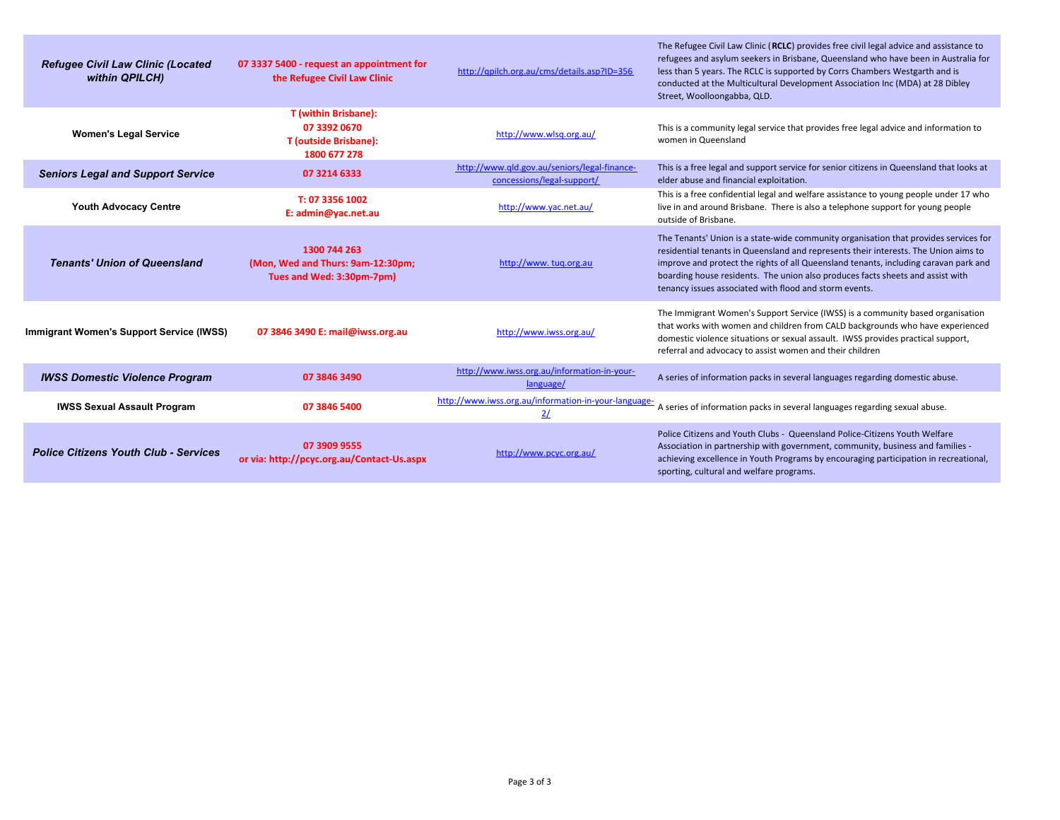| | | | |
|---|---|---|---|
| ***Refugee Civil Law Clinic (Located within QPILCH)*** | **07 3337 5400 - request an appointment for the Refugee Civil Law Clinic** | http://qpilch.org.au/cms/details.asp?ID=356 | The Refugee Civil Law Clinic (**RCLC**) provides free civil legal advice and assistance to refugees and asylum seekers in Brisbane, Queensland who have been in Australia for less than 5 years. The RCLC is supported by Corrs Chambers Westgarth and is conducted at the Multicultural Development Association Inc (MDA) at 28 Dibley Street, Woolloongabba, QLD. |
| **Women's Legal Service** | **T (within Brisbane): 07 3392 0670 T (outside Brisbane): 1800 677 278** | http://www.wlsq.org.au/ | This is a community legal service that provides free legal advice and information to women in Queensland |
| ***Seniors Legal and Support Service*** | **07 3214 6333** | http://www.qld.gov.au/seniors/legal-finance-concessions/legal-support/ | This is a free legal and support service for senior citizens in Queensland that looks at elder abuse and financial exploitation. |
| **Youth Advocacy Centre** | **T: 07 3356 1002 E: admin@yac.net.au** | http://www.yac.net.au/ | This is a free confidential legal and welfare assistance to young people under 17 who live in and around Brisbane. There is also a telephone support for young people outside of Brisbane. |
| ***Tenants' Union of Queensland*** | **1300 744 263 (Mon, Wed and Thurs: 9am-12:30pm; Tues and Wed: 3:30pm-7pm)** | http://www. tuq.org.au | The Tenants' Union is a state-wide community organisation that provides services for residential tenants in Queensland and represents their interests. The Union aims to improve and protect the rights of all Queensland tenants, including caravan park and boarding house residents. The union also produces facts sheets and assist with tenancy issues associated with flood and storm events. |
| **Immigrant Women's Support Service (IWSS)** | **07 3846 3490 E: mail@iwss.org.au** | http://www.iwss.org.au/ | The Immigrant Women's Support Service (IWSS) is a community based organisation that works with women and children from CALD backgrounds who have experienced domestic violence situations or sexual assault. IWSS provides practical support, referral and advocacy to assist women and their children |
| ***IWSS Domestic Violence Program*** | **07 3846 3490** | http://www.iwss.org.au/information-in-your-language/ | A series of information packs in several languages regarding domestic abuse. |
| **IWSS Sexual Assault Program** | **07 3846 5400** | http://www.iwss.org.au/information-in-your-language-2/ | A series of information packs in several languages regarding sexual abuse. |
| ***Police Citizens Youth Club - Services*** | **07 3909 9555 or via: http://pcyc.org.au/Contact-Us.aspx** | http://www.pcyc.org.au/ | Police Citizens and Youth Clubs - Queensland Police-Citizens Youth Welfare Association in partnership with government, community, business and families - achieving excellence in Youth Programs by encouraging participation in recreational, sporting, cultural and welfare programs. |